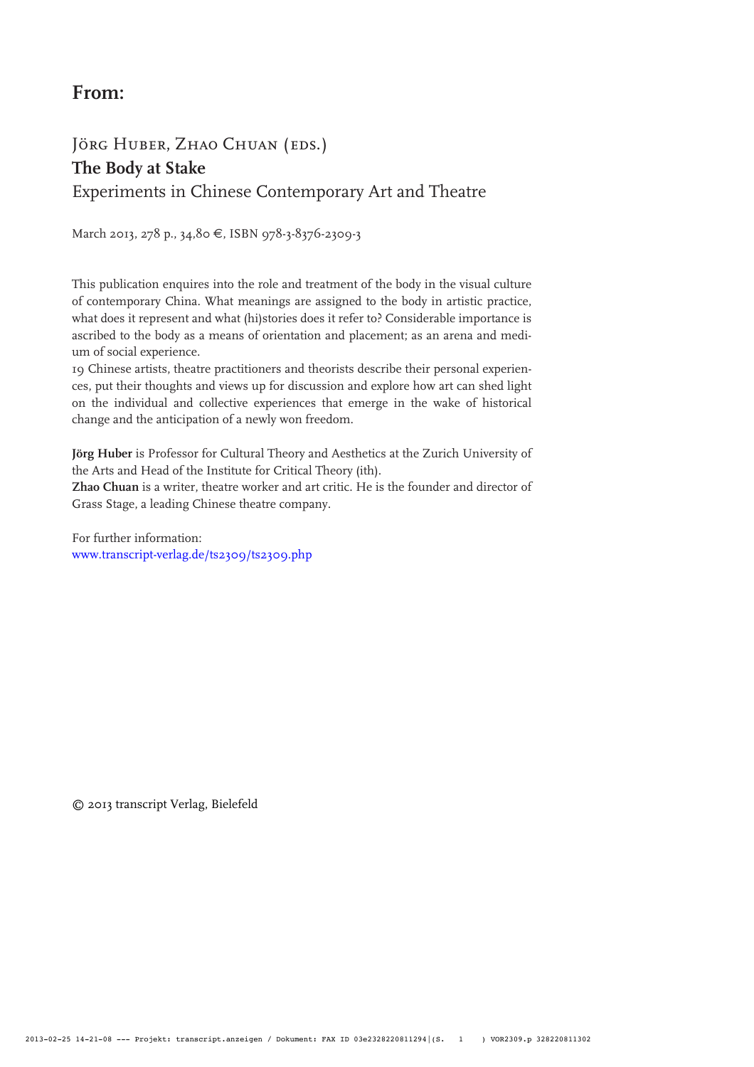## From:

Jörg Huber, Zhao Chuan (eds.)

**The Body at Stake**

Experiments in Chinese Contemporary Art and Theatre

March 2013, 278 p., 34,80 €, ISBN 978-3-8376-2309-3

This publication enquires into the role and treatment of the body in the visual culture of contemporary China. What meanings are assigned to the body in artistic practice, what does it represent and what (hi)stories does it refer to? Considerable importance is ascribed to the body as a means of orientation and placement; as an arena and medium of social experience.

19 Chinese artists, theatre practitioners and theorists describe their personal experiences, put their thoughts and views up for discussion and explore how art can shed light on the individual and collective experiences that emerge in the wake of historical change and the anticipation of a newly won freedom.

**Jörg Huber** is Professor for Cultural Theory and Aesthetics at the Zurich University of the Arts and Head of the Institute for Critical Theory (ith).
**Zhao Chuan** is a writer, theatre worker and art critic. He is the founder and director of Grass Stage, a leading Chinese theatre company.

For further information:
www.transcript-verlag.de/ts2309/ts2309.php

© 2013 transcript Verlag, Bielefeld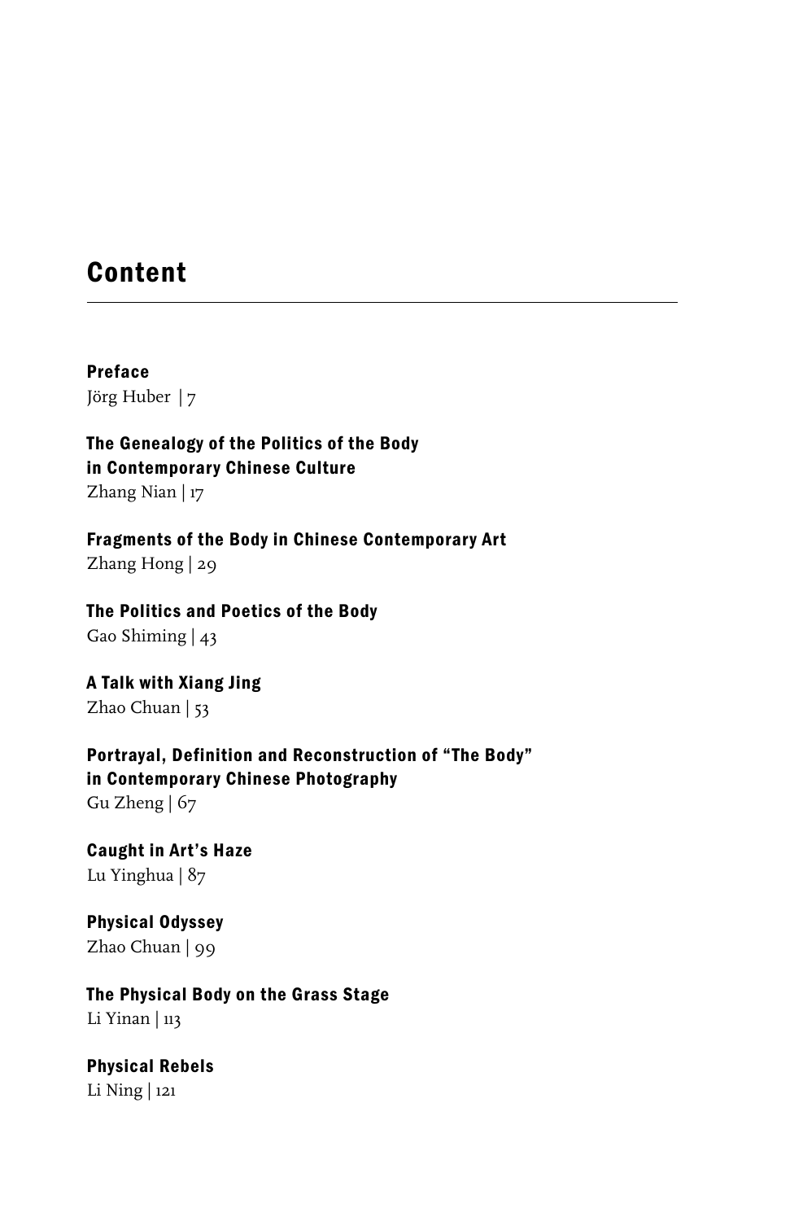# Content

**Preface**
Jörg Huber | 7

**The Genealogy of the Politics of the Body in Contemporary Chinese Culture**
Zhang Nian | 17

**Fragments of the Body in Chinese Contemporary Art**
Zhang Hong | 29

**The Politics and Poetics of the Body**
Gao Shiming | 43

**A Talk with Xiang Jing**
Zhao Chuan | 53

**Portrayal, Definition and Reconstruction of "The Body" in Contemporary Chinese Photography**
Gu Zheng | 67

**Caught in Art's Haze**
Lu Yinghua | 87

**Physical Odyssey**
Zhao Chuan | 99

**The Physical Body on the Grass Stage**
Li Yinan | 113

**Physical Rebels**
Li Ning | 121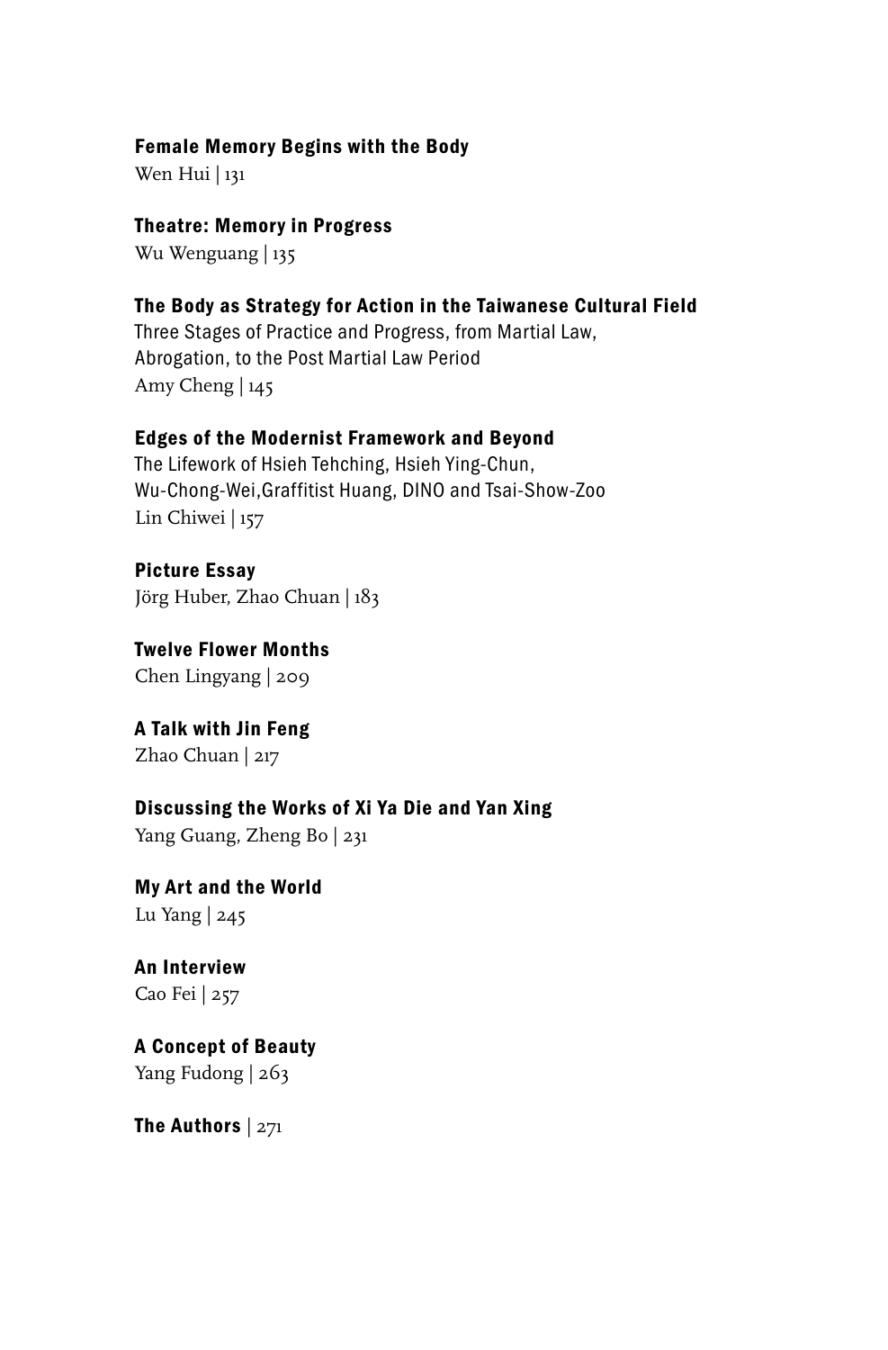**Female Memory Begins with the Body**
Wen Hui | 131

**Theatre: Memory in Progress**
Wu Wenguang | 135

**The Body as Strategy for Action in the Taiwanese Cultural Field**
Three Stages of Practice and Progress, from Martial Law, Abrogation, to the Post Martial Law Period
Amy Cheng | 145

**Edges of the Modernist Framework and Beyond**
The Lifework of Hsieh Tehching, Hsieh Ying-Chun, Wu-Chong-Wei,Graffitist Huang, DINO and Tsai-Show-Zoo
Lin Chiwei | 157

**Picture Essay**
Jörg Huber, Zhao Chuan | 183

**Twelve Flower Months**
Chen Lingyang | 209

**A Talk with Jin Feng**
Zhao Chuan | 217

**Discussing the Works of Xi Ya Die and Yan Xing**
Yang Guang, Zheng Bo | 231

**My Art and the World**
Lu Yang | 245

**An Interview**
Cao Fei | 257

**A Concept of Beauty**
Yang Fudong | 263

**The Authors** | 271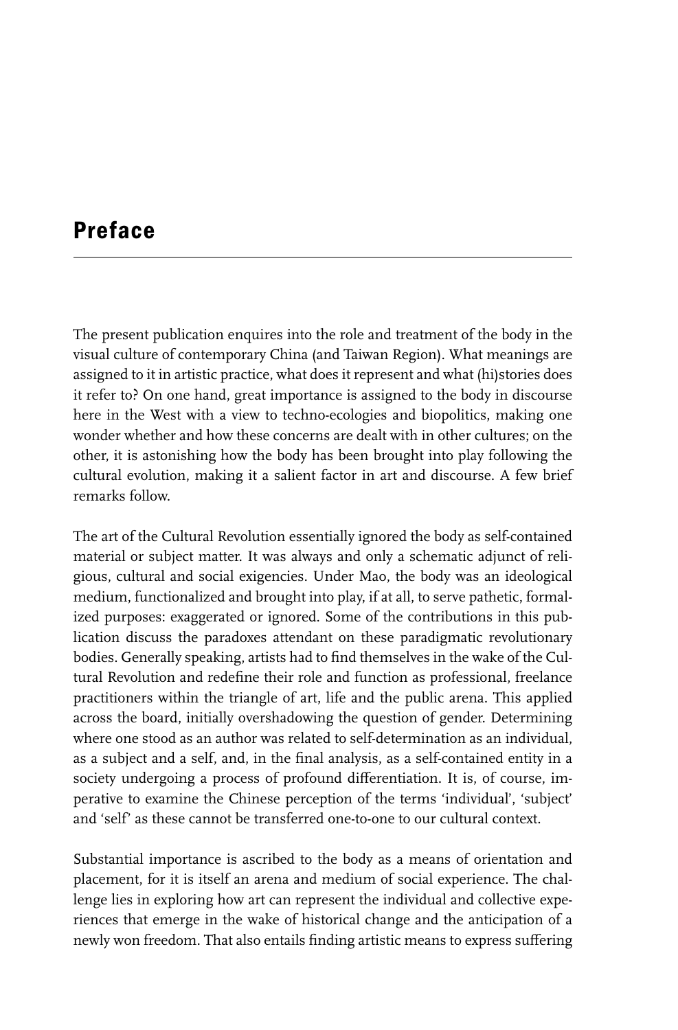# Preface

The present publication enquires into the role and treatment of the body in the visual culture of contemporary China (and Taiwan Region). What meanings are assigned to it in artistic practice, what does it represent and what (hi)stories does it refer to? On one hand, great importance is assigned to the body in discourse here in the West with a view to techno-ecologies and biopolitics, making one wonder whether and how these concerns are dealt with in other cultures; on the other, it is astonishing how the body has been brought into play following the cultural evolution, making it a salient factor in art and discourse. A few brief remarks follow.

The art of the Cultural Revolution essentially ignored the body as self-contained material or subject matter. It was always and only a schematic adjunct of religious, cultural and social exigencies. Under Mao, the body was an ideological medium, functionalized and brought into play, if at all, to serve pathetic, formalized purposes: exaggerated or ignored. Some of the contributions in this publication discuss the paradoxes attendant on these paradigmatic revolutionary bodies. Generally speaking, artists had to find themselves in the wake of the Cultural Revolution and redefine their role and function as professional, freelance practitioners within the triangle of art, life and the public arena. This applied across the board, initially overshadowing the question of gender. Determining where one stood as an author was related to self-determination as an individual, as a subject and a self, and, in the final analysis, as a self-contained entity in a society undergoing a process of profound differentiation. It is, of course, imperative to examine the Chinese perception of the terms 'individual', 'subject' and 'self' as these cannot be transferred one-to-one to our cultural context.

Substantial importance is ascribed to the body as a means of orientation and placement, for it is itself an arena and medium of social experience. The challenge lies in exploring how art can represent the individual and collective experiences that emerge in the wake of historical change and the anticipation of a newly won freedom. That also entails finding artistic means to express suffering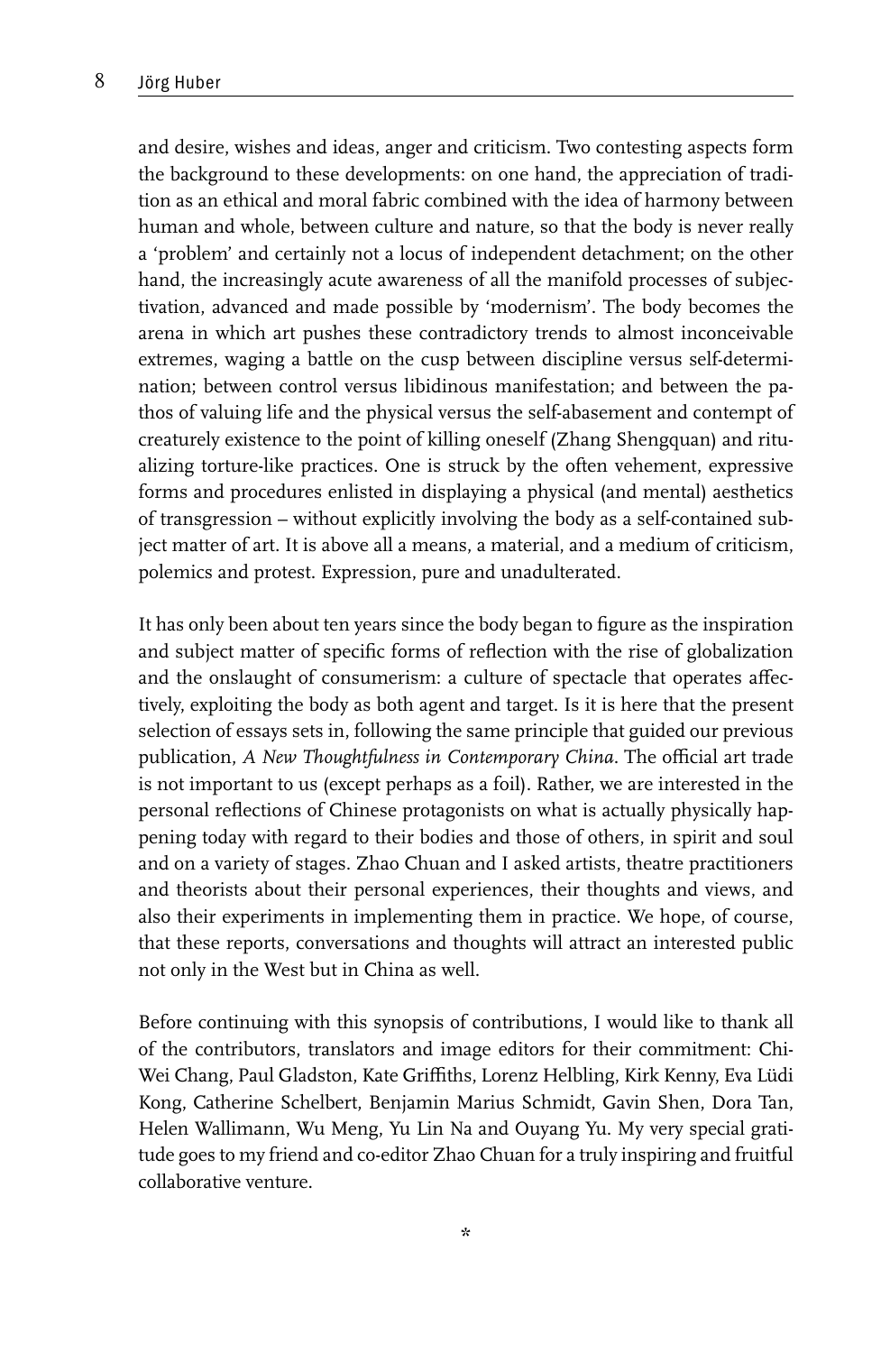and desire, wishes and ideas, anger and criticism. Two contesting aspects form the background to these developments: on one hand, the appreciation of tradition as an ethical and moral fabric combined with the idea of harmony between human and whole, between culture and nature, so that the body is never really a 'problem' and certainly not a locus of independent detachment; on the other hand, the increasingly acute awareness of all the manifold processes of subjectivation, advanced and made possible by 'modernism'. The body becomes the arena in which art pushes these contradictory trends to almost inconceivable extremes, waging a battle on the cusp between discipline versus self-determination; between control versus libidinous manifestation; and between the pathos of valuing life and the physical versus the self-abasement and contempt of creaturely existence to the point of killing oneself (Zhang Shengquan) and ritualizing torture-like practices. One is struck by the often vehement, expressive forms and procedures enlisted in displaying a physical (and mental) aesthetics of transgression – without explicitly involving the body as a self-contained subject matter of art. It is above all a means, a material, and a medium of criticism, polemics and protest. Expression, pure and unadulterated.

It has only been about ten years since the body began to figure as the inspiration and subject matter of specific forms of reflection with the rise of globalization and the onslaught of consumerism: a culture of spectacle that operates affectively, exploiting the body as both agent and target. Is it is here that the present selection of essays sets in, following the same principle that guided our previous publication, *A New Thoughtfulness in Contemporary China*. The official art trade is not important to us (except perhaps as a foil). Rather, we are interested in the personal reflections of Chinese protagonists on what is actually physically happening today with regard to their bodies and those of others, in spirit and soul and on a variety of stages. Zhao Chuan and I asked artists, theatre practitioners and theorists about their personal experiences, their thoughts and views, and also their experiments in implementing them in practice. We hope, of course, that these reports, conversations and thoughts will attract an interested public not only in the West but in China as well.

Before continuing with this synopsis of contributions, I would like to thank all of the contributors, translators and image editors for their commitment: Chi-Wei Chang, Paul Gladston, Kate Griffiths, Lorenz Helbling, Kirk Kenny, Eva Lüdi Kong, Catherine Schelbert, Benjamin Marius Schmidt, Gavin Shen, Dora Tan, Helen Wallimann, Wu Meng, Yu Lin Na and Ouyang Yu. My very special gratitude goes to my friend and co-editor Zhao Chuan for a truly inspiring and fruitful collaborative venture.

*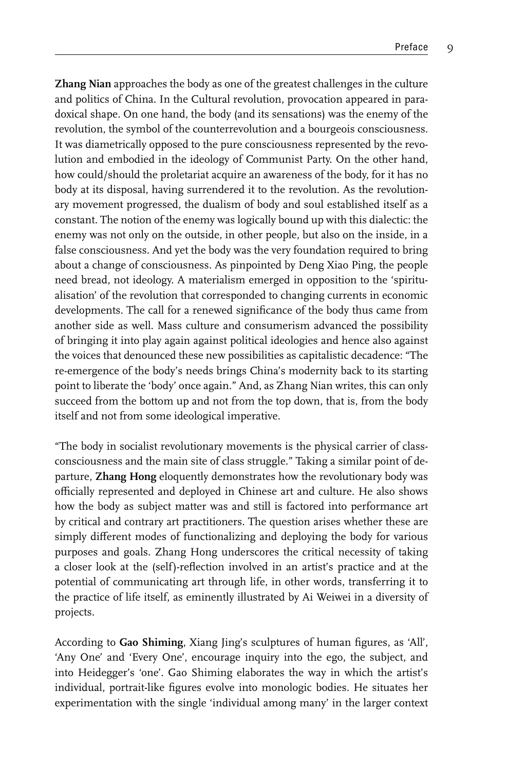**Zhang Nian** approaches the body as one of the greatest challenges in the culture and politics of China. In the Cultural revolution, provocation appeared in paradoxical shape. On one hand, the body (and its sensations) was the enemy of the revolution, the symbol of the counterrevolution and a bourgeois consciousness. It was diametrically opposed to the pure consciousness represented by the revolution and embodied in the ideology of Communist Party. On the other hand, how could/should the proletariat acquire an awareness of the body, for it has no body at its disposal, having surrendered it to the revolution. As the revolutionary movement progressed, the dualism of body and soul established itself as a constant. The notion of the enemy was logically bound up with this dialectic: the enemy was not only on the outside, in other people, but also on the inside, in a false consciousness. And yet the body was the very foundation required to bring about a change of consciousness. As pinpointed by Deng Xiao Ping, the people need bread, not ideology. A materialism emerged in opposition to the 'spiritualisation' of the revolution that corresponded to changing currents in economic developments. The call for a renewed significance of the body thus came from another side as well. Mass culture and consumerism advanced the possibility of bringing it into play again against political ideologies and hence also against the voices that denounced these new possibilities as capitalistic decadence: "The re-emergence of the body's needs brings China's modernity back to its starting point to liberate the 'body' once again." And, as Zhang Nian writes, this can only succeed from the bottom up and not from the top down, that is, from the body itself and not from some ideological imperative.

"The body in socialist revolutionary movements is the physical carrier of class-consciousness and the main site of class struggle." Taking a similar point of departure, **Zhang Hong** eloquently demonstrates how the revolutionary body was officially represented and deployed in Chinese art and culture. He also shows how the body as subject matter was and still is factored into performance art by critical and contrary art practitioners. The question arises whether these are simply different modes of functionalizing and deploying the body for various purposes and goals. Zhang Hong underscores the critical necessity of taking a closer look at the (self)-reflection involved in an artist's practice and at the potential of communicating art through life, in other words, transferring it to the practice of life itself, as eminently illustrated by Ai Weiwei in a diversity of projects.

According to **Gao Shiming**, Xiang Jing's sculptures of human figures, as 'All', 'Any One' and 'Every One', encourage inquiry into the ego, the subject, and into Heidegger's 'one'. Gao Shiming elaborates the way in which the artist's individual, portrait-like figures evolve into monologic bodies. He situates her experimentation with the single 'individual among many' in the larger context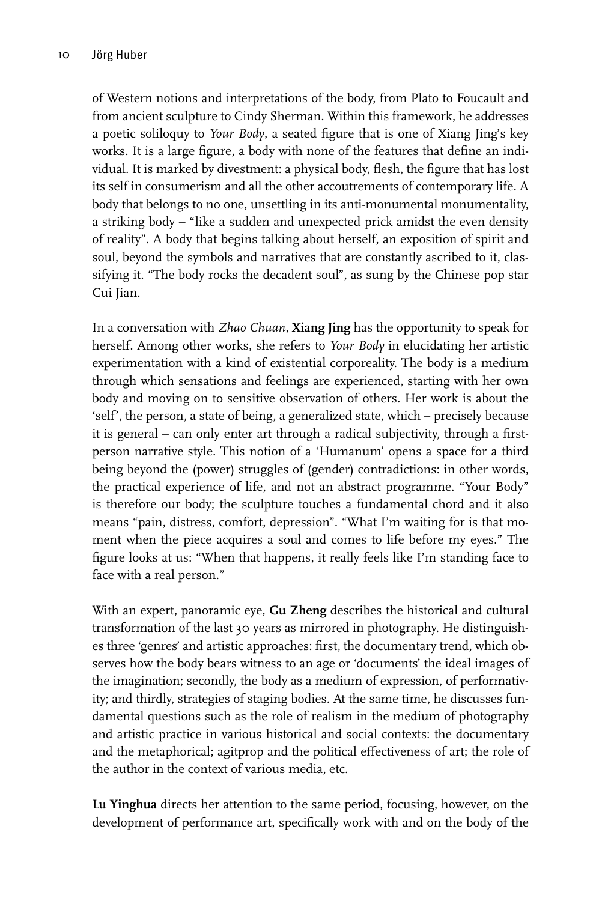of Western notions and interpretations of the body, from Plato to Foucault and from ancient sculpture to Cindy Sherman. Within this framework, he addresses a poetic soliloquy to *Your Body*, a seated figure that is one of Xiang Jing's key works. It is a large figure, a body with none of the features that define an individual. It is marked by divestment: a physical body, flesh, the figure that has lost its self in consumerism and all the other accoutrements of contemporary life. A body that belongs to no one, unsettling in its anti-monumental monumentality, a striking body – "like a sudden and unexpected prick amidst the even density of reality". A body that begins talking about herself, an exposition of spirit and soul, beyond the symbols and narratives that are constantly ascribed to it, classifying it. "The body rocks the decadent soul", as sung by the Chinese pop star Cui Jian.

In a conversation with *Zhao Chuan*, **Xiang Jing** has the opportunity to speak for herself. Among other works, she refers to *Your Body* in elucidating her artistic experimentation with a kind of existential corporeality. The body is a medium through which sensations and feelings are experienced, starting with her own body and moving on to sensitive observation of others. Her work is about the 'self', the person, a state of being, a generalized state, which – precisely because it is general – can only enter art through a radical subjectivity, through a first-person narrative style. This notion of a 'Humanum' opens a space for a third being beyond the (power) struggles of (gender) contradictions: in other words, the practical experience of life, and not an abstract programme. "Your Body" is therefore our body; the sculpture touches a fundamental chord and it also means "pain, distress, comfort, depression". "What I'm waiting for is that moment when the piece acquires a soul and comes to life before my eyes." The figure looks at us: "When that happens, it really feels like I'm standing face to face with a real person."

With an expert, panoramic eye, **Gu Zheng** describes the historical and cultural transformation of the last 30 years as mirrored in photography. He distinguishes three 'genres' and artistic approaches: first, the documentary trend, which observes how the body bears witness to an age or 'documents' the ideal images of the imagination; secondly, the body as a medium of expression, of performativity; and thirdly, strategies of staging bodies. At the same time, he discusses fundamental questions such as the role of realism in the medium of photography and artistic practice in various historical and social contexts: the documentary and the metaphorical; agitprop and the political effectiveness of art; the role of the author in the context of various media, etc.

**Lu Yinghua** directs her attention to the same period, focusing, however, on the development of performance art, specifically work with and on the body of the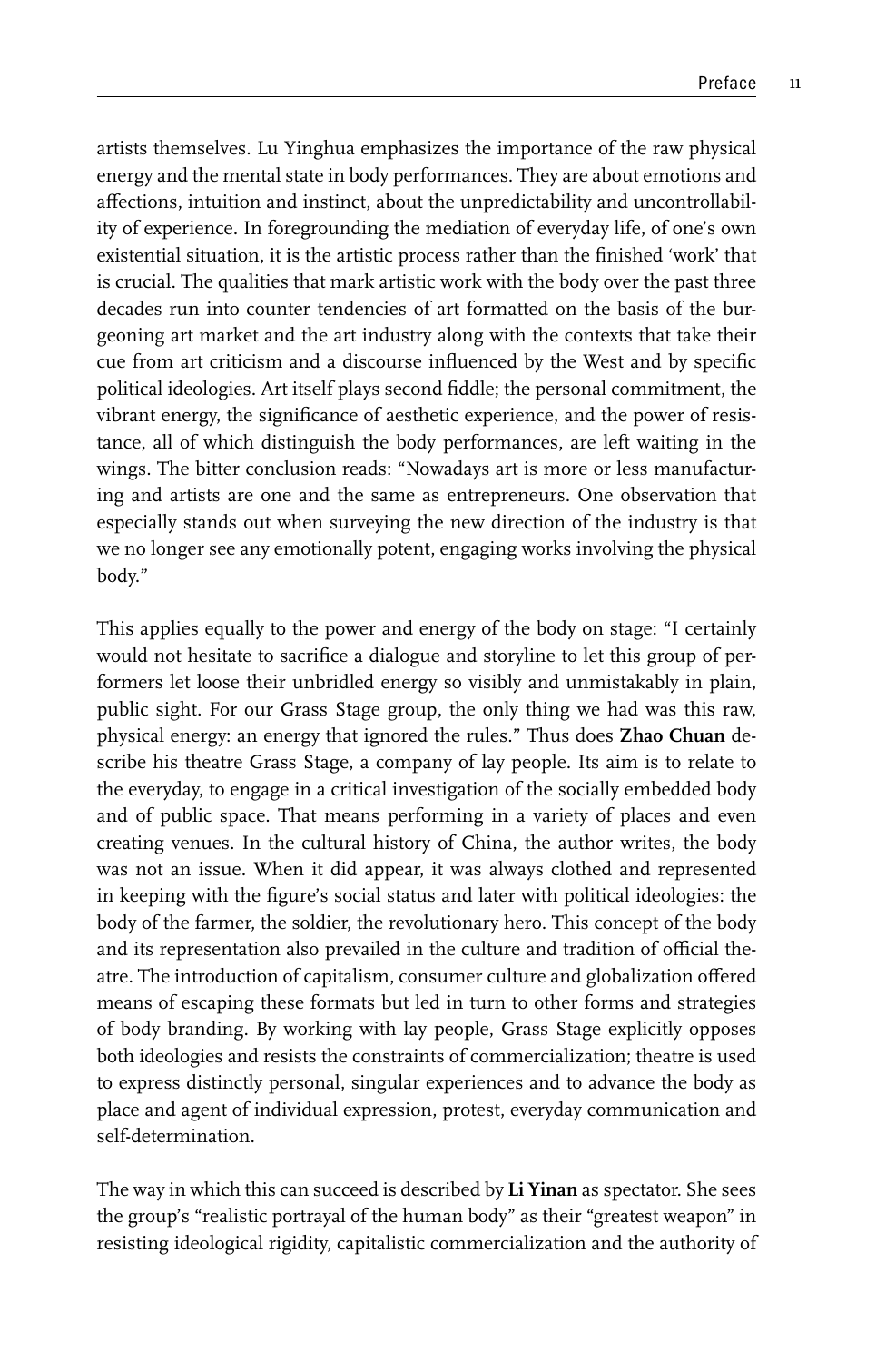artists themselves. Lu Yinghua emphasizes the importance of the raw physical energy and the mental state in body performances. They are about emotions and affections, intuition and instinct, about the unpredictability and uncontrollability of experience. In foregrounding the mediation of everyday life, of one's own existential situation, it is the artistic process rather than the finished 'work' that is crucial. The qualities that mark artistic work with the body over the past three decades run into counter tendencies of art formatted on the basis of the burgeoning art market and the art industry along with the contexts that take their cue from art criticism and a discourse influenced by the West and by specific political ideologies. Art itself plays second fiddle; the personal commitment, the vibrant energy, the significance of aesthetic experience, and the power of resistance, all of which distinguish the body performances, are left waiting in the wings. The bitter conclusion reads: "Nowadays art is more or less manufacturing and artists are one and the same as entrepreneurs. One observation that especially stands out when surveying the new direction of the industry is that we no longer see any emotionally potent, engaging works involving the physical body."

This applies equally to the power and energy of the body on stage: "I certainly would not hesitate to sacrifice a dialogue and storyline to let this group of performers let loose their unbridled energy so visibly and unmistakably in plain, public sight. For our Grass Stage group, the only thing we had was this raw, physical energy: an energy that ignored the rules." Thus does **Zhao Chuan** describe his theatre Grass Stage, a company of lay people. Its aim is to relate to the everyday, to engage in a critical investigation of the socially embedded body and of public space. That means performing in a variety of places and even creating venues. In the cultural history of China, the author writes, the body was not an issue. When it did appear, it was always clothed and represented in keeping with the figure's social status and later with political ideologies: the body of the farmer, the soldier, the revolutionary hero. This concept of the body and its representation also prevailed in the culture and tradition of official theatre. The introduction of capitalism, consumer culture and globalization offered means of escaping these formats but led in turn to other forms and strategies of body branding. By working with lay people, Grass Stage explicitly opposes both ideologies and resists the constraints of commercialization; theatre is used to express distinctly personal, singular experiences and to advance the body as place and agent of individual expression, protest, everyday communication and self-determination.

The way in which this can succeed is described by **Li Yinan** as spectator. She sees the group's "realistic portrayal of the human body" as their "greatest weapon" in resisting ideological rigidity, capitalistic commercialization and the authority of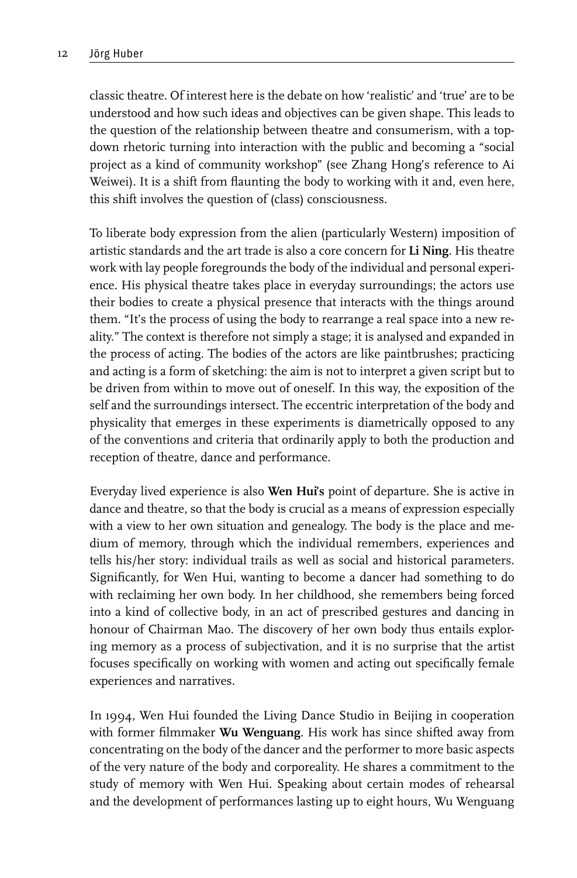classic theatre. Of interest here is the debate on how 'realistic' and 'true' are to be understood and how such ideas and objectives can be given shape. This leads to the question of the relationship between theatre and consumerism, with a top-down rhetoric turning into interaction with the public and becoming a "social project as a kind of community workshop" (see Zhang Hong's reference to Ai Weiwei). It is a shift from flaunting the body to working with it and, even here, this shift involves the question of (class) consciousness.

To liberate body expression from the alien (particularly Western) imposition of artistic standards and the art trade is also a core concern for **Li Ning**. His theatre work with lay people foregrounds the body of the individual and personal experience. His physical theatre takes place in everyday surroundings; the actors use their bodies to create a physical presence that interacts with the things around them. "It's the process of using the body to rearrange a real space into a new reality." The context is therefore not simply a stage; it is analysed and expanded in the process of acting. The bodies of the actors are like paintbrushes; practicing and acting is a form of sketching: the aim is not to interpret a given script but to be driven from within to move out of oneself. In this way, the exposition of the self and the surroundings intersect. The eccentric interpretation of the body and physicality that emerges in these experiments is diametrically opposed to any of the conventions and criteria that ordinarily apply to both the production and reception of theatre, dance and performance.

Everyday lived experience is also **Wen Hui's** point of departure. She is active in dance and theatre, so that the body is crucial as a means of expression especially with a view to her own situation and genealogy. The body is the place and medium of memory, through which the individual remembers, experiences and tells his/her story: individual trails as well as social and historical parameters. Significantly, for Wen Hui, wanting to become a dancer had something to do with reclaiming her own body. In her childhood, she remembers being forced into a kind of collective body, in an act of prescribed gestures and dancing in honour of Chairman Mao. The discovery of her own body thus entails exploring memory as a process of subjectivation, and it is no surprise that the artist focuses specifically on working with women and acting out specifically female experiences and narratives.

In 1994, Wen Hui founded the Living Dance Studio in Beijing in cooperation with former filmmaker **Wu Wenguang**. His work has since shifted away from concentrating on the body of the dancer and the performer to more basic aspects of the very nature of the body and corporeality. He shares a commitment to the study of memory with Wen Hui. Speaking about certain modes of rehearsal and the development of performances lasting up to eight hours, Wu Wenguang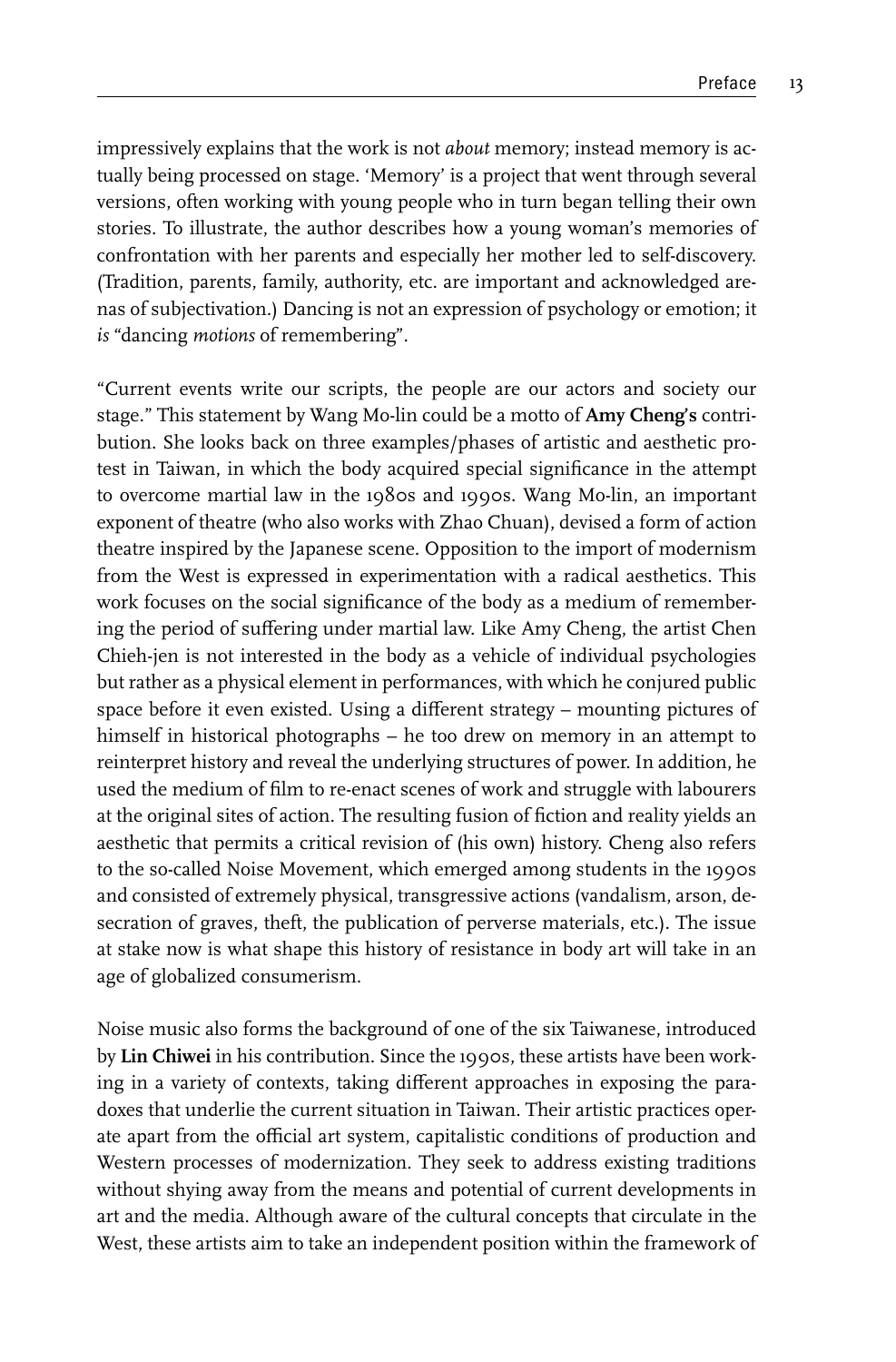impressively explains that the work is not *about* memory; instead memory is actually being processed on stage. 'Memory' is a project that went through several versions, often working with young people who in turn began telling their own stories. To illustrate, the author describes how a young woman's memories of confrontation with her parents and especially her mother led to self-discovery. (Tradition, parents, family, authority, etc. are important and acknowledged arenas of subjectivation.) Dancing is not an expression of psychology or emotion; it *is* "dancing *motions* of remembering".

"Current events write our scripts, the people are our actors and society our stage." This statement by Wang Mo-lin could be a motto of **Amy Cheng's** contribution. She looks back on three examples/phases of artistic and aesthetic protest in Taiwan, in which the body acquired special significance in the attempt to overcome martial law in the 1980s and 1990s. Wang Mo-lin, an important exponent of theatre (who also works with Zhao Chuan), devised a form of action theatre inspired by the Japanese scene. Opposition to the import of modernism from the West is expressed in experimentation with a radical aesthetics. This work focuses on the social significance of the body as a medium of remembering the period of suffering under martial law. Like Amy Cheng, the artist Chen Chieh-jen is not interested in the body as a vehicle of individual psychologies but rather as a physical element in performances, with which he conjured public space before it even existed. Using a different strategy – mounting pictures of himself in historical photographs – he too drew on memory in an attempt to reinterpret history and reveal the underlying structures of power. In addition, he used the medium of film to re-enact scenes of work and struggle with labourers at the original sites of action. The resulting fusion of fiction and reality yields an aesthetic that permits a critical revision of (his own) history. Cheng also refers to the so-called Noise Movement, which emerged among students in the 1990s and consisted of extremely physical, transgressive actions (vandalism, arson, desecration of graves, theft, the publication of perverse materials, etc.). The issue at stake now is what shape this history of resistance in body art will take in an age of globalized consumerism.

Noise music also forms the background of one of the six Taiwanese, introduced by **Lin Chiwei** in his contribution. Since the 1990s, these artists have been working in a variety of contexts, taking different approaches in exposing the paradoxes that underlie the current situation in Taiwan. Their artistic practices operate apart from the official art system, capitalistic conditions of production and Western processes of modernization. They seek to address existing traditions without shying away from the means and potential of current developments in art and the media. Although aware of the cultural concepts that circulate in the West, these artists aim to take an independent position within the framework of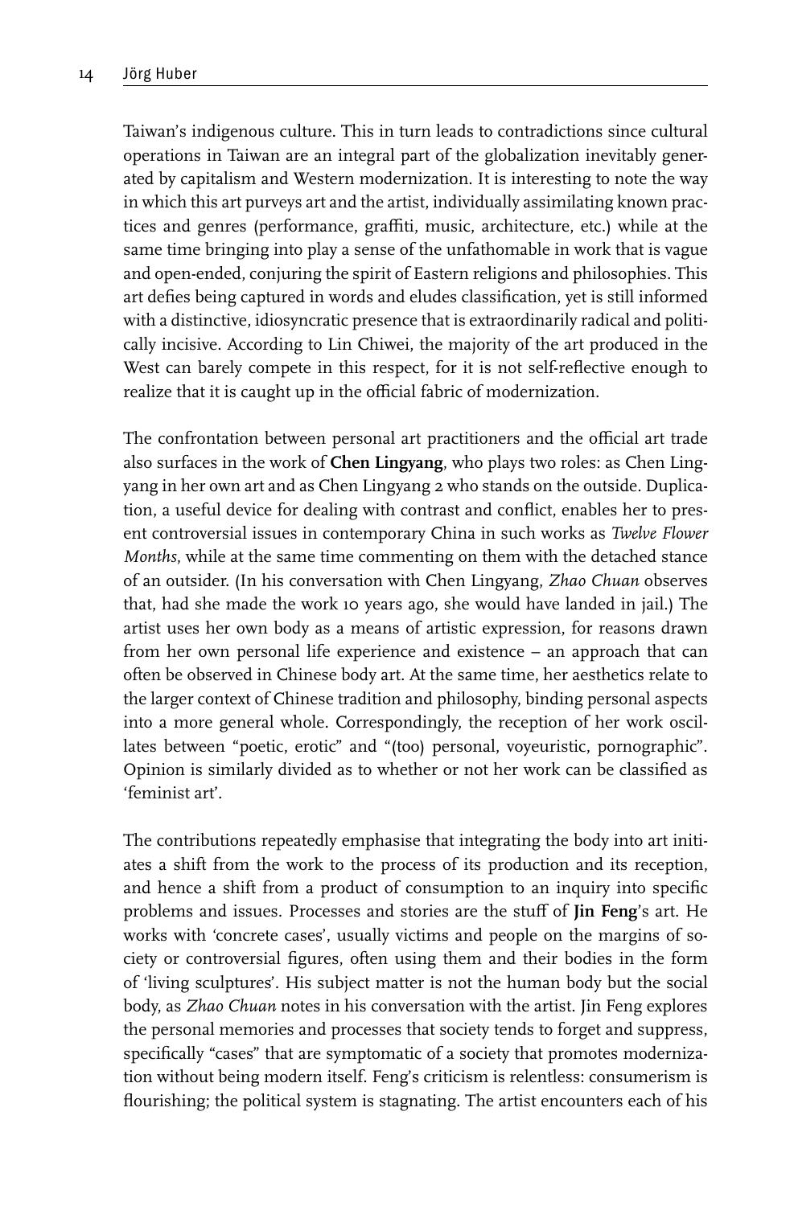Taiwan's indigenous culture. This in turn leads to contradictions since cultural operations in Taiwan are an integral part of the globalization inevitably generated by capitalism and Western modernization. It is interesting to note the way in which this art purveys art and the artist, individually assimilating known practices and genres (performance, graffiti, music, architecture, etc.) while at the same time bringing into play a sense of the unfathomable in work that is vague and open-ended, conjuring the spirit of Eastern religions and philosophies. This art defies being captured in words and eludes classification, yet is still informed with a distinctive, idiosyncratic presence that is extraordinarily radical and politically incisive. According to Lin Chiwei, the majority of the art produced in the West can barely compete in this respect, for it is not self-reflective enough to realize that it is caught up in the official fabric of modernization.

The confrontation between personal art practitioners and the official art trade also surfaces in the work of **Chen Lingyang**, who plays two roles: as Chen Lingyang in her own art and as Chen Lingyang 2 who stands on the outside. Duplication, a useful device for dealing with contrast and conflict, enables her to present controversial issues in contemporary China in such works as *Twelve Flower Months*, while at the same time commenting on them with the detached stance of an outsider. (In his conversation with Chen Lingyang, *Zhao Chuan* observes that, had she made the work 10 years ago, she would have landed in jail.) The artist uses her own body as a means of artistic expression, for reasons drawn from her own personal life experience and existence – an approach that can often be observed in Chinese body art. At the same time, her aesthetics relate to the larger context of Chinese tradition and philosophy, binding personal aspects into a more general whole. Correspondingly, the reception of her work oscillates between "poetic, erotic" and "(too) personal, voyeuristic, pornographic". Opinion is similarly divided as to whether or not her work can be classified as 'feminist art'.

The contributions repeatedly emphasise that integrating the body into art initiates a shift from the work to the process of its production and its reception, and hence a shift from a product of consumption to an inquiry into specific problems and issues. Processes and stories are the stuff of **Jin Feng**'s art. He works with 'concrete cases', usually victims and people on the margins of society or controversial figures, often using them and their bodies in the form of 'living sculptures'. His subject matter is not the human body but the social body, as *Zhao Chuan* notes in his conversation with the artist. Jin Feng explores the personal memories and processes that society tends to forget and suppress, specifically "cases" that are symptomatic of a society that promotes modernization without being modern itself. Feng's criticism is relentless: consumerism is flourishing; the political system is stagnating. The artist encounters each of his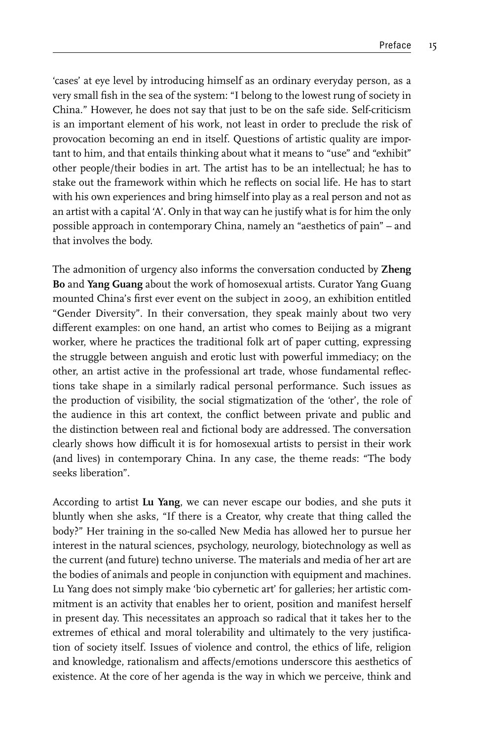'cases' at eye level by introducing himself as an ordinary everyday person, as a very small fish in the sea of the system: "I belong to the lowest rung of society in China." However, he does not say that just to be on the safe side. Self-criticism is an important element of his work, not least in order to preclude the risk of provocation becoming an end in itself. Questions of artistic quality are important to him, and that entails thinking about what it means to "use" and "exhibit" other people/their bodies in art. The artist has to be an intellectual; he has to stake out the framework within which he reflects on social life. He has to start with his own experiences and bring himself into play as a real person and not as an artist with a capital 'A'. Only in that way can he justify what is for him the only possible approach in contemporary China, namely an "aesthetics of pain" – and that involves the body.

The admonition of urgency also informs the conversation conducted by **Zheng Bo** and **Yang Guang** about the work of homosexual artists. Curator Yang Guang mounted China's first ever event on the subject in 2009, an exhibition entitled "Gender Diversity". In their conversation, they speak mainly about two very different examples: on one hand, an artist who comes to Beijing as a migrant worker, where he practices the traditional folk art of paper cutting, expressing the struggle between anguish and erotic lust with powerful immediacy; on the other, an artist active in the professional art trade, whose fundamental reflections take shape in a similarly radical personal performance. Such issues as the production of visibility, the social stigmatization of the 'other', the role of the audience in this art context, the conflict between private and public and the distinction between real and fictional body are addressed. The conversation clearly shows how difficult it is for homosexual artists to persist in their work (and lives) in contemporary China. In any case, the theme reads: "The body seeks liberation".

According to artist **Lu Yang**, we can never escape our bodies, and she puts it bluntly when she asks, "If there is a Creator, why create that thing called the body?" Her training in the so-called New Media has allowed her to pursue her interest in the natural sciences, psychology, neurology, biotechnology as well as the current (and future) techno universe. The materials and media of her art are the bodies of animals and people in conjunction with equipment and machines. Lu Yang does not simply make 'bio cybernetic art' for galleries; her artistic commitment is an activity that enables her to orient, position and manifest herself in present day. This necessitates an approach so radical that it takes her to the extremes of ethical and moral tolerability and ultimately to the very justification of society itself. Issues of violence and control, the ethics of life, religion and knowledge, rationalism and affects/emotions underscore this aesthetics of existence. At the core of her agenda is the way in which we perceive, think and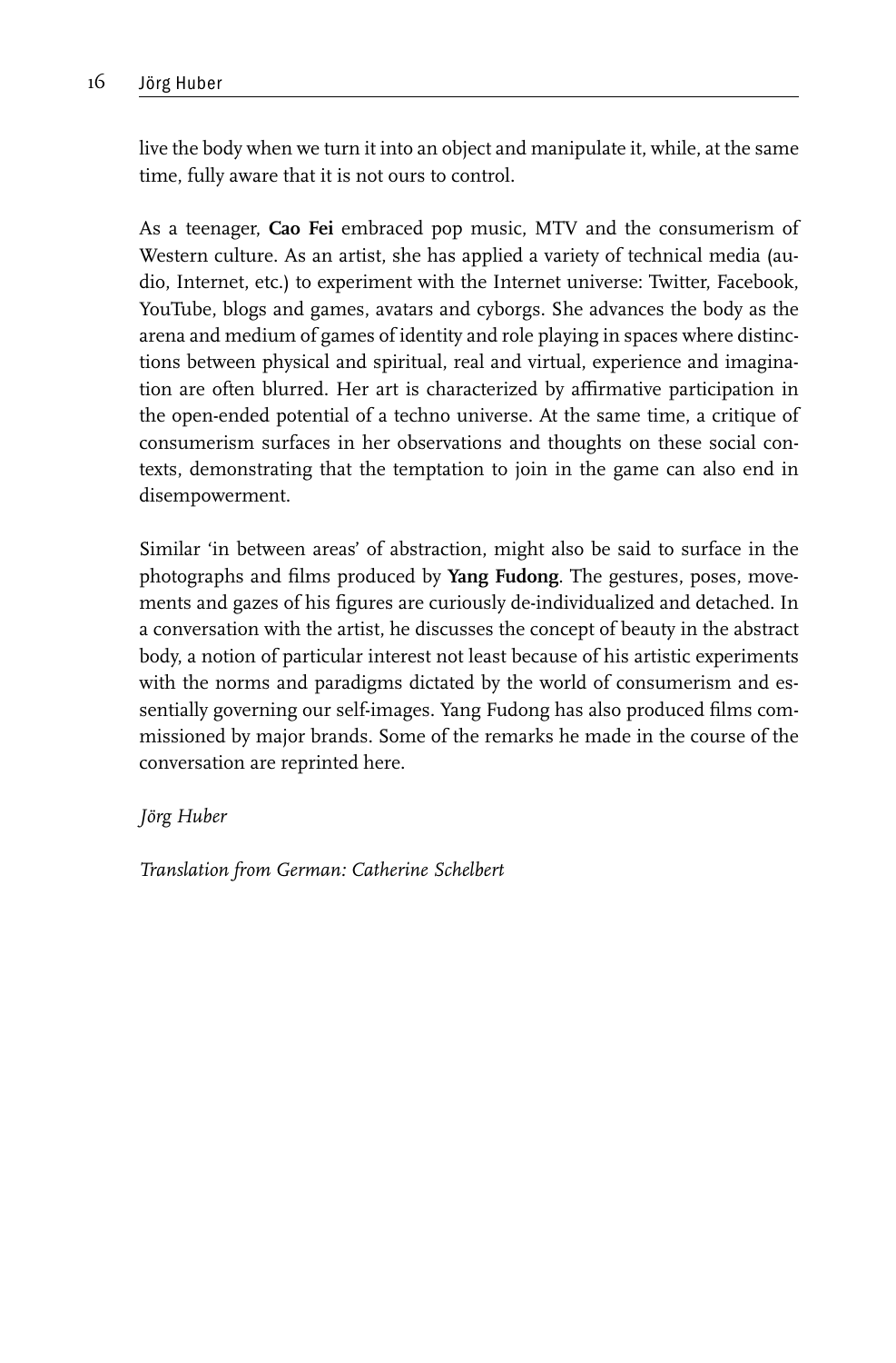live the body when we turn it into an object and manipulate it, while, at the same time, fully aware that it is not ours to control.

As a teenager, **Cao Fei** embraced pop music, MTV and the consumerism of Western culture. As an artist, she has applied a variety of technical media (audio, Internet, etc.) to experiment with the Internet universe: Twitter, Facebook, YouTube, blogs and games, avatars and cyborgs. She advances the body as the arena and medium of games of identity and role playing in spaces where distinctions between physical and spiritual, real and virtual, experience and imagination are often blurred. Her art is characterized by affirmative participation in the open-ended potential of a techno universe. At the same time, a critique of consumerism surfaces in her observations and thoughts on these social contexts, demonstrating that the temptation to join in the game can also end in disempowerment.

Similar 'in between areas' of abstraction, might also be said to surface in the photographs and films produced by **Yang Fudong**. The gestures, poses, movements and gazes of his figures are curiously de-individualized and detached. In a conversation with the artist, he discusses the concept of beauty in the abstract body, a notion of particular interest not least because of his artistic experiments with the norms and paradigms dictated by the world of consumerism and essentially governing our self-images. Yang Fudong has also produced films commissioned by major brands. Some of the remarks he made in the course of the conversation are reprinted here.

*Jörg Huber*

*Translation from German: Catherine Schelbert*